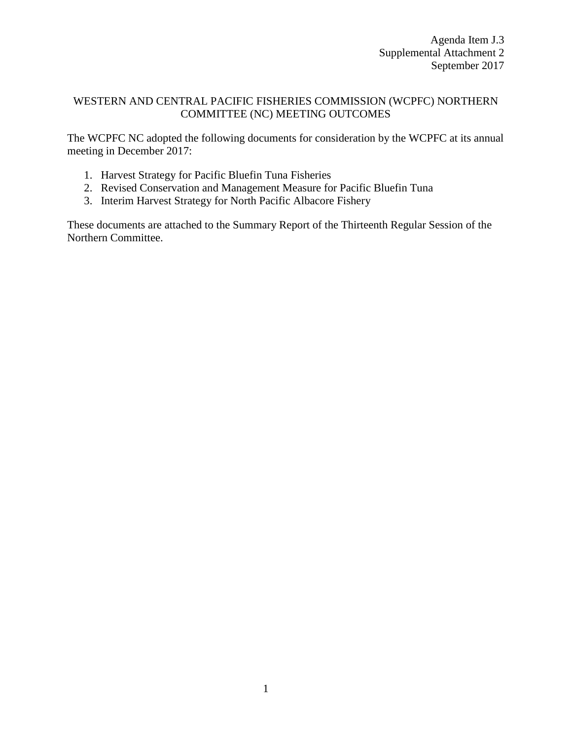Agenda Item J.3
Supplemental Attachment 2
September 2017

# WESTERN AND CENTRAL PACIFIC FISHERIES COMMISSION (WCPFC) NORTHERN COMMITTEE (NC) MEETING OUTCOMES

The WCPFC NC adopted the following documents for consideration by the WCPFC at its annual meeting in December 2017:

1. Harvest Strategy for Pacific Bluefin Tuna Fisheries
2. Revised Conservation and Management Measure for Pacific Bluefin Tuna
3. Interim Harvest Strategy for North Pacific Albacore Fishery

These documents are attached to the Summary Report of the Thirteenth Regular Session of the Northern Committee.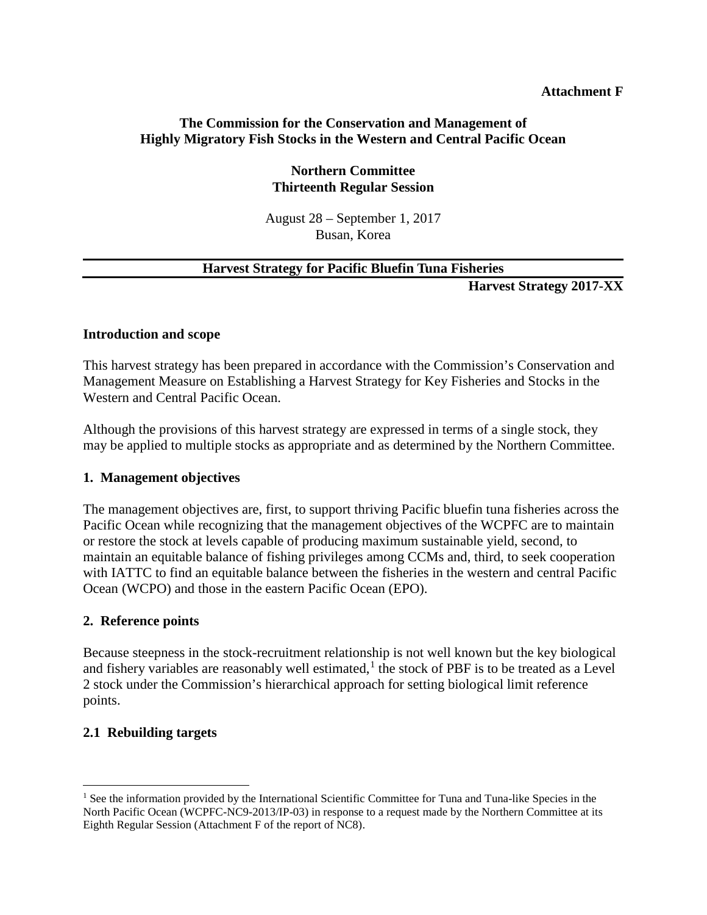**Attachment F**

**The Commission for the Conservation and Management of Highly Migratory Fish Stocks in the Western and Central Pacific Ocean**

**Northern Committee**
**Thirteenth Regular Session**

August 28 – September 1, 2017
Busan, Korea

---

**Harvest Strategy for Pacific Bluefin Tuna Fisheries**

---

**Harvest Strategy 2017-XX**

**Introduction and scope**

This harvest strategy has been prepared in accordance with the Commission's Conservation and Management Measure on Establishing a Harvest Strategy for Key Fisheries and Stocks in the Western and Central Pacific Ocean.

Although the provisions of this harvest strategy are expressed in terms of a single stock, they may be applied to multiple stocks as appropriate and as determined by the Northern Committee.

**1. Management objectives**

The management objectives are, first, to support thriving Pacific bluefin tuna fisheries across the Pacific Ocean while recognizing that the management objectives of the WCPFC are to maintain or restore the stock at levels capable of producing maximum sustainable yield, second, to maintain an equitable balance of fishing privileges among CCMs and, third, to seek cooperation with IATTC to find an equitable balance between the fisheries in the western and central Pacific Ocean (WCPO) and those in the eastern Pacific Ocean (EPO).

**2. Reference points**

Because steepness in the stock-recruitment relationship is not well known but the key biological and fishery variables are reasonably well estimated,[1] the stock of PBF is to be treated as a Level 2 stock under the Commission's hierarchical approach for setting biological limit reference points.

**2.1 Rebuilding targets**

[1] See the information provided by the International Scientific Committee for Tuna and Tuna-like Species in the North Pacific Ocean (WCPFC-NC9-2013/IP-03) in response to a request made by the Northern Committee at its Eighth Regular Session (Attachment F of the report of NC8).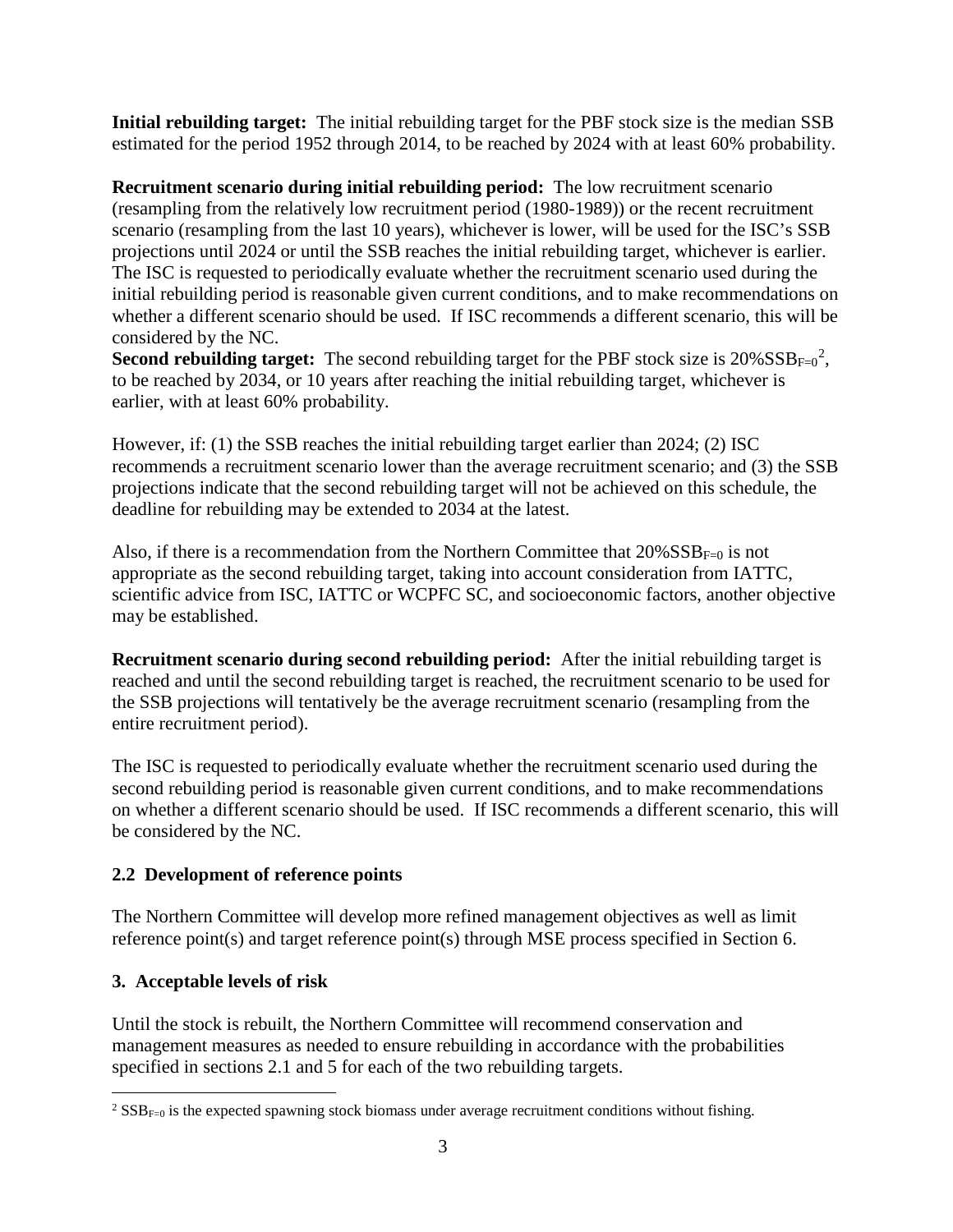**Initial rebuilding target:** The initial rebuilding target for the PBF stock size is the median SSB estimated for the period 1952 through 2014, to be reached by 2024 with at least 60% probability.

**Recruitment scenario during initial rebuilding period:** The low recruitment scenario (resampling from the relatively low recruitment period (1980-1989)) or the recent recruitment scenario (resampling from the last 10 years), whichever is lower, will be used for the ISC's SSB projections until 2024 or until the SSB reaches the initial rebuilding target, whichever is earlier. The ISC is requested to periodically evaluate whether the recruitment scenario used during the initial rebuilding period is reasonable given current conditions, and to make recommendations on whether a different scenario should be used. If ISC recommends a different scenario, this will be considered by the NC.

**Second rebuilding target:** The second rebuilding target for the PBF stock size is 20%$SSB_{F=0}$[2], to be reached by 2034, or 10 years after reaching the initial rebuilding target, whichever is earlier, with at least 60% probability.

However, if: (1) the SSB reaches the initial rebuilding target earlier than 2024; (2) ISC recommends a recruitment scenario lower than the average recruitment scenario; and (3) the SSB projections indicate that the second rebuilding target will not be achieved on this schedule, the deadline for rebuilding may be extended to 2034 at the latest.

Also, if there is a recommendation from the Northern Committee that 20%$SSB_{F=0}$ is not appropriate as the second rebuilding target, taking into account consideration from IATTC, scientific advice from ISC, IATTC or WCPFC SC, and socioeconomic factors, another objective may be established.

**Recruitment scenario during second rebuilding period:** After the initial rebuilding target is reached and until the second rebuilding target is reached, the recruitment scenario to be used for the SSB projections will tentatively be the average recruitment scenario (resampling from the entire recruitment period).

The ISC is requested to periodically evaluate whether the recruitment scenario used during the second rebuilding period is reasonable given current conditions, and to make recommendations on whether a different scenario should be used. If ISC recommends a different scenario, this will be considered by the NC.

### 2.2 Development of reference points

The Northern Committee will develop more refined management objectives as well as limit reference point(s) and target reference point(s) through MSE process specified in Section 6.

## 3. Acceptable levels of risk

Until the stock is rebuilt, the Northern Committee will recommend conservation and management measures as needed to ensure rebuilding in accordance with the probabilities specified in sections 2.1 and 5 for each of the two rebuilding targets.

---

[2] $SSB_{F=0}$ is the expected spawning stock biomass under average recruitment conditions without fishing.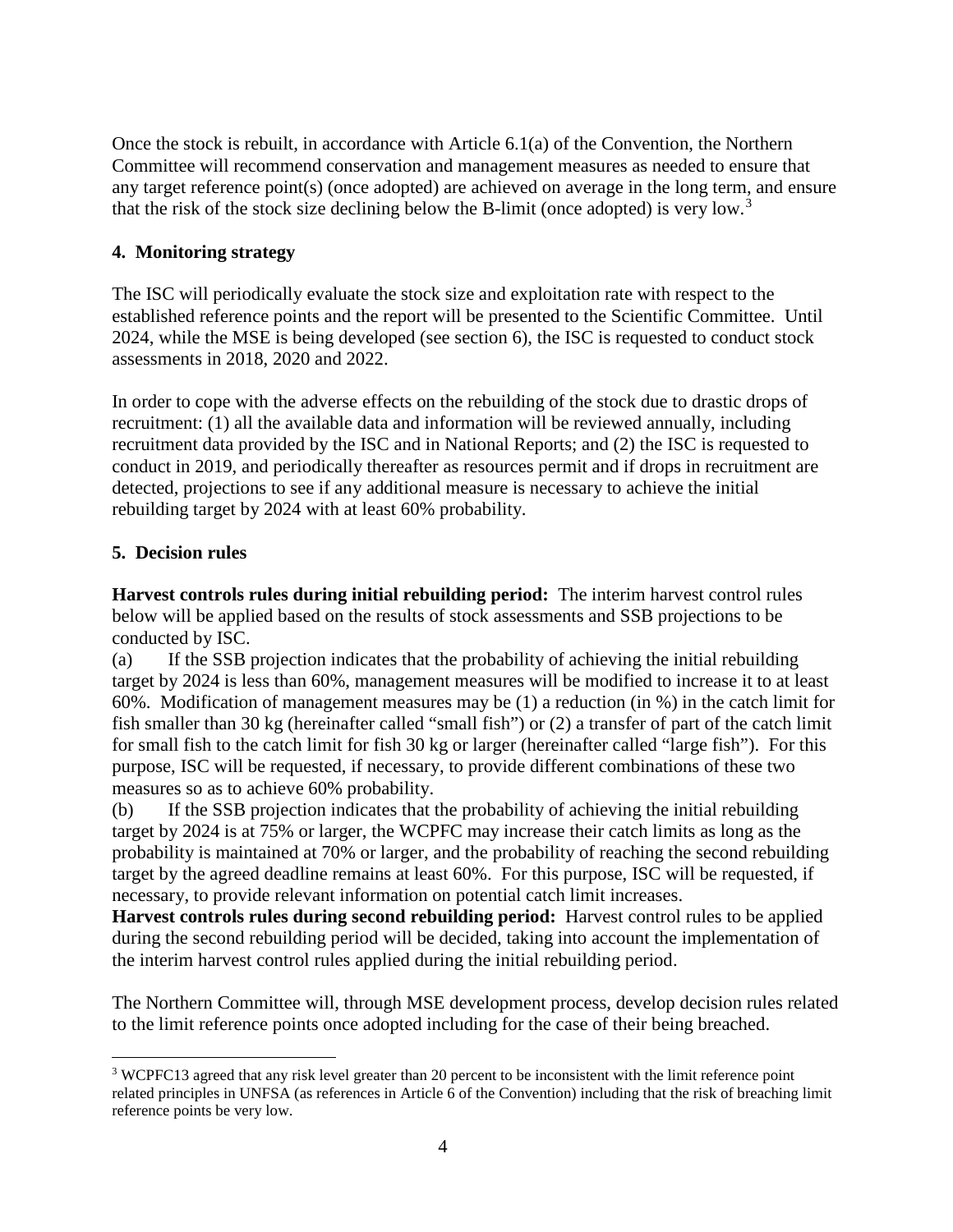Once the stock is rebuilt, in accordance with Article 6.1(a) of the Convention, the Northern Committee will recommend conservation and management measures as needed to ensure that any target reference point(s) (once adopted) are achieved on average in the long term, and ensure that the risk of the stock size declining below the B-limit (once adopted) is very low.[3]

## 4. Monitoring strategy

The ISC will periodically evaluate the stock size and exploitation rate with respect to the established reference points and the report will be presented to the Scientific Committee. Until 2024, while the MSE is being developed (see section 6), the ISC is requested to conduct stock assessments in 2018, 2020 and 2022.

In order to cope with the adverse effects on the rebuilding of the stock due to drastic drops of recruitment: (1) all the available data and information will be reviewed annually, including recruitment data provided by the ISC and in National Reports; and (2) the ISC is requested to conduct in 2019, and periodically thereafter as resources permit and if drops in recruitment are detected, projections to see if any additional measure is necessary to achieve the initial rebuilding target by 2024 with at least 60% probability.

## 5. Decision rules

**Harvest controls rules during initial rebuilding period:** The interim harvest control rules below will be applied based on the results of stock assessments and SSB projections to be conducted by ISC.

(a) If the SSB projection indicates that the probability of achieving the initial rebuilding target by 2024 is less than 60%, management measures will be modified to increase it to at least 60%. Modification of management measures may be (1) a reduction (in %) in the catch limit for fish smaller than 30 kg (hereinafter called "small fish") or (2) a transfer of part of the catch limit for small fish to the catch limit for fish 30 kg or larger (hereinafter called "large fish"). For this purpose, ISC will be requested, if necessary, to provide different combinations of these two measures so as to achieve 60% probability.

(b) If the SSB projection indicates that the probability of achieving the initial rebuilding target by 2024 is at 75% or larger, the WCPFC may increase their catch limits as long as the probability is maintained at 70% or larger, and the probability of reaching the second rebuilding target by the agreed deadline remains at least 60%. For this purpose, ISC will be requested, if necessary, to provide relevant information on potential catch limit increases.

**Harvest controls rules during second rebuilding period:** Harvest control rules to be applied during the second rebuilding period will be decided, taking into account the implementation of the interim harvest control rules applied during the initial rebuilding period.

The Northern Committee will, through MSE development process, develop decision rules related to the limit reference points once adopted including for the case of their being breached.

---

[3] WCPFC13 agreed that any risk level greater than 20 percent to be inconsistent with the limit reference point related principles in UNFSA (as references in Article 6 of the Convention) including that the risk of breaching limit reference points be very low.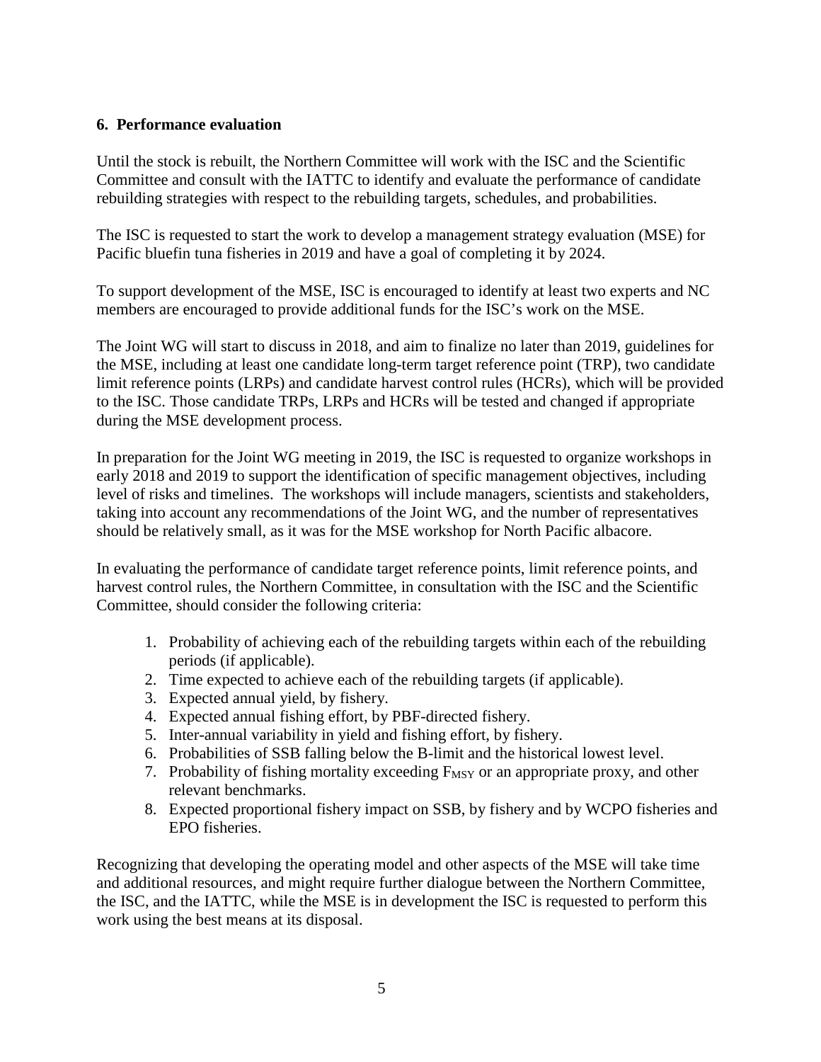## 6. Performance evaluation

Until the stock is rebuilt, the Northern Committee will work with the ISC and the Scientific Committee and consult with the IATTC to identify and evaluate the performance of candidate rebuilding strategies with respect to the rebuilding targets, schedules, and probabilities.

The ISC is requested to start the work to develop a management strategy evaluation (MSE) for Pacific bluefin tuna fisheries in 2019 and have a goal of completing it by 2024.

To support development of the MSE, ISC is encouraged to identify at least two experts and NC members are encouraged to provide additional funds for the ISC's work on the MSE.

The Joint WG will start to discuss in 2018, and aim to finalize no later than 2019, guidelines for the MSE, including at least one candidate long-term target reference point (TRP), two candidate limit reference points (LRPs) and candidate harvest control rules (HCRs), which will be provided to the ISC. Those candidate TRPs, LRPs and HCRs will be tested and changed if appropriate during the MSE development process.

In preparation for the Joint WG meeting in 2019, the ISC is requested to organize workshops in early 2018 and 2019 to support the identification of specific management objectives, including level of risks and timelines. The workshops will include managers, scientists and stakeholders, taking into account any recommendations of the Joint WG, and the number of representatives should be relatively small, as it was for the MSE workshop for North Pacific albacore.

In evaluating the performance of candidate target reference points, limit reference points, and harvest control rules, the Northern Committee, in consultation with the ISC and the Scientific Committee, should consider the following criteria:

1. Probability of achieving each of the rebuilding targets within each of the rebuilding periods (if applicable).
2. Time expected to achieve each of the rebuilding targets (if applicable).
3. Expected annual yield, by fishery.
4. Expected annual fishing effort, by PBF-directed fishery.
5. Inter-annual variability in yield and fishing effort, by fishery.
6. Probabilities of SSB falling below the B-limit and the historical lowest level.
7. Probability of fishing mortality exceeding $F_{MSY}$ or an appropriate proxy, and other relevant benchmarks.
8. Expected proportional fishery impact on SSB, by fishery and by WCPO fisheries and EPO fisheries.

Recognizing that developing the operating model and other aspects of the MSE will take time and additional resources, and might require further dialogue between the Northern Committee, the ISC, and the IATTC, while the MSE is in development the ISC is requested to perform this work using the best means at its disposal.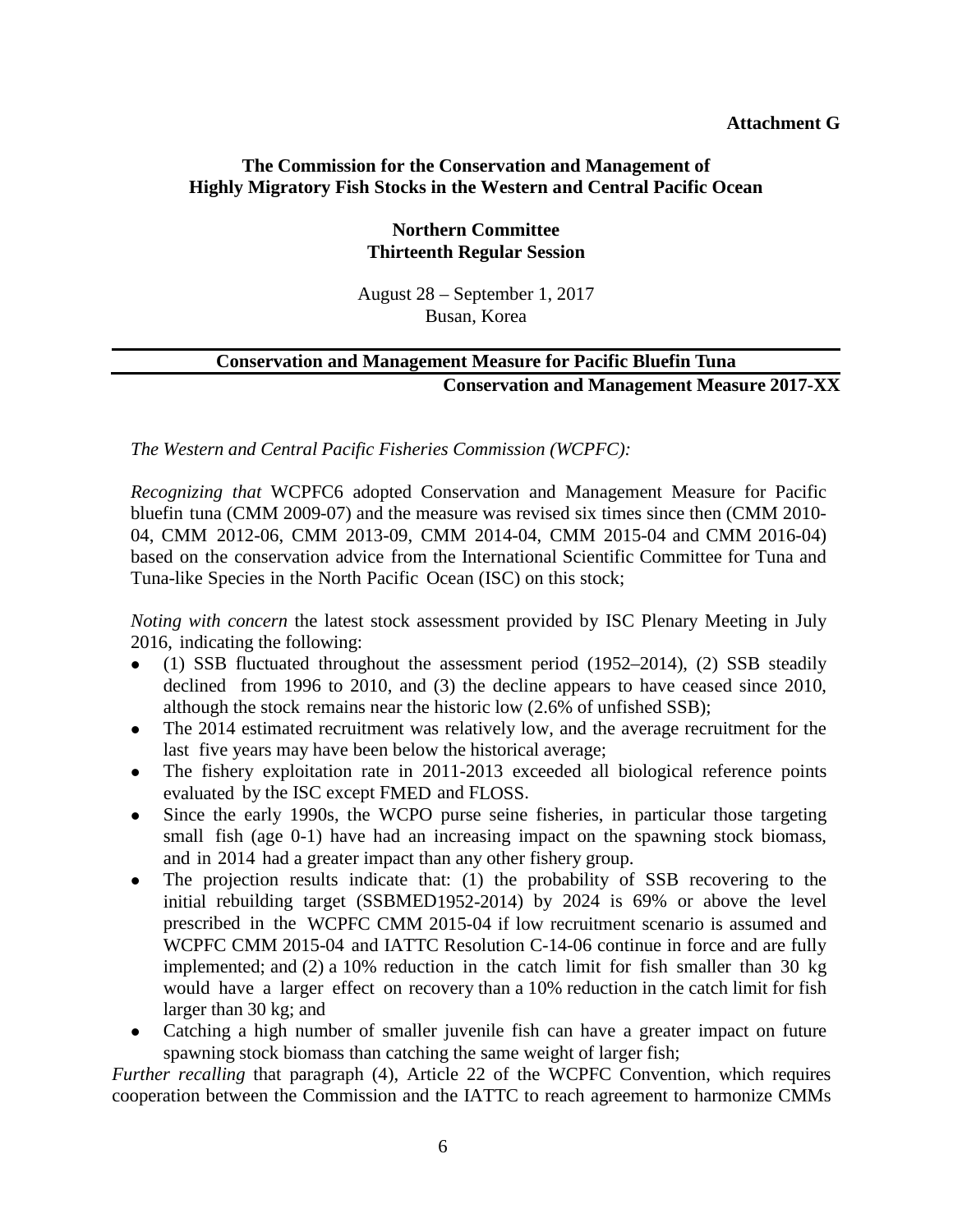**Attachment G**

**The Commission for the Conservation and Management of Highly Migratory Fish Stocks in the Western and Central Pacific Ocean**

**Northern Committee**
**Thirteenth Regular Session**

August 28 – September 1, 2017
Busan, Korea

---

**Conservation and Management Measure for Pacific Bluefin Tuna**

**Conservation and Management Measure 2017-XX**

---

*The Western and Central Pacific Fisheries Commission (WCPFC):*

*Recognizing that* WCPFC6 adopted Conservation and Management Measure for Pacific bluefin tuna (CMM 2009-07) and the measure was revised six times since then (CMM 2010-04, CMM 2012-06, CMM 2013-09, CMM 2014-04, CMM 2015-04 and CMM 2016-04) based on the conservation advice from the International Scientific Committee for Tuna and Tuna-like Species in the North Pacific Ocean (ISC) on this stock;

*Noting with concern* the latest stock assessment provided by ISC Plenary Meeting in July 2016, indicating the following:

- (1) SSB fluctuated throughout the assessment period (1952–2014), (2) SSB steadily declined from 1996 to 2010, and (3) the decline appears to have ceased since 2010, although the stock remains near the historic low (2.6% of unfished SSB);
- The 2014 estimated recruitment was relatively low, and the average recruitment for the last five years may have been below the historical average;
- The fishery exploitation rate in 2011-2013 exceeded all biological reference points evaluated by the ISC except FMED and FLOSS.
- Since the early 1990s, the WCPO purse seine fisheries, in particular those targeting small fish (age 0-1) have had an increasing impact on the spawning stock biomass, and in 2014 had a greater impact than any other fishery group.
- The projection results indicate that: (1) the probability of SSB recovering to the initial rebuilding target (SSBMED1952-2014) by 2024 is 69% or above the level prescribed in the WCPFC CMM 2015-04 if low recruitment scenario is assumed and WCPFC CMM 2015-04 and IATTC Resolution C-14-06 continue in force and are fully implemented; and (2) a 10% reduction in the catch limit for fish smaller than 30 kg would have a larger effect on recovery than a 10% reduction in the catch limit for fish larger than 30 kg; and
- Catching a high number of smaller juvenile fish can have a greater impact on future spawning stock biomass than catching the same weight of larger fish;

*Further recalling* that paragraph (4), Article 22 of the WCPFC Convention, which requires cooperation between the Commission and the IATTC to reach agreement to harmonize CMMs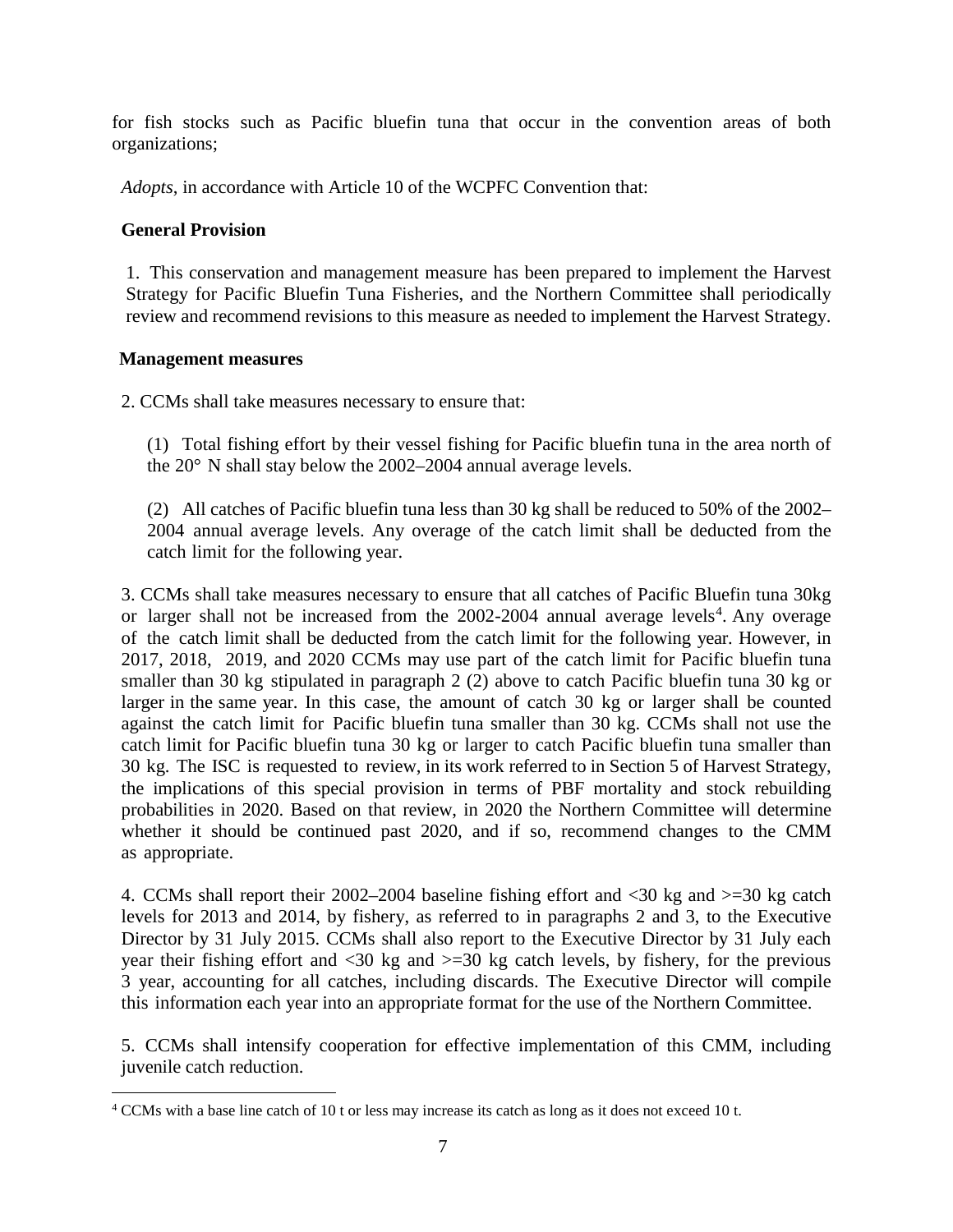for fish stocks such as Pacific bluefin tuna that occur in the convention areas of both organizations;

*Adopts*, in accordance with Article 10 of the WCPFC Convention that:

**General Provision**

1. This conservation and management measure has been prepared to implement the Harvest Strategy for Pacific Bluefin Tuna Fisheries, and the Northern Committee shall periodically review and recommend revisions to this measure as needed to implement the Harvest Strategy.

**Management measures**

2. CCMs shall take measures necessary to ensure that:

(1) Total fishing effort by their vessel fishing for Pacific bluefin tuna in the area north of the 20° N shall stay below the 2002–2004 annual average levels.

(2) All catches of Pacific bluefin tuna less than 30 kg shall be reduced to 50% of the 2002–2004 annual average levels. Any overage of the catch limit shall be deducted from the catch limit for the following year.

3. CCMs shall take measures necessary to ensure that all catches of Pacific Bluefin tuna 30kg or larger shall not be increased from the 2002-2004 annual average levels[4]. Any overage of the catch limit shall be deducted from the catch limit for the following year. However, in 2017, 2018, 2019, and 2020 CCMs may use part of the catch limit for Pacific bluefin tuna smaller than 30 kg stipulated in paragraph 2 (2) above to catch Pacific bluefin tuna 30 kg or larger in the same year. In this case, the amount of catch 30 kg or larger shall be counted against the catch limit for Pacific bluefin tuna smaller than 30 kg. CCMs shall not use the catch limit for Pacific bluefin tuna 30 kg or larger to catch Pacific bluefin tuna smaller than 30 kg. The ISC is requested to review, in its work referred to in Section 5 of Harvest Strategy, the implications of this special provision in terms of PBF mortality and stock rebuilding probabilities in 2020. Based on that review, in 2020 the Northern Committee will determine whether it should be continued past 2020, and if so, recommend changes to the CMM as appropriate.

4. CCMs shall report their 2002–2004 baseline fishing effort and <30 kg and >=30 kg catch levels for 2013 and 2014, by fishery, as referred to in paragraphs 2 and 3, to the Executive Director by 31 July 2015. CCMs shall also report to the Executive Director by 31 July each year their fishing effort and <30 kg and >=30 kg catch levels, by fishery, for the previous 3 year, accounting for all catches, including discards. The Executive Director will compile this information each year into an appropriate format for the use of the Northern Committee.

5. CCMs shall intensify cooperation for effective implementation of this CMM, including juvenile catch reduction.

---

[4] CCMs with a base line catch of 10 t or less may increase its catch as long as it does not exceed 10 t.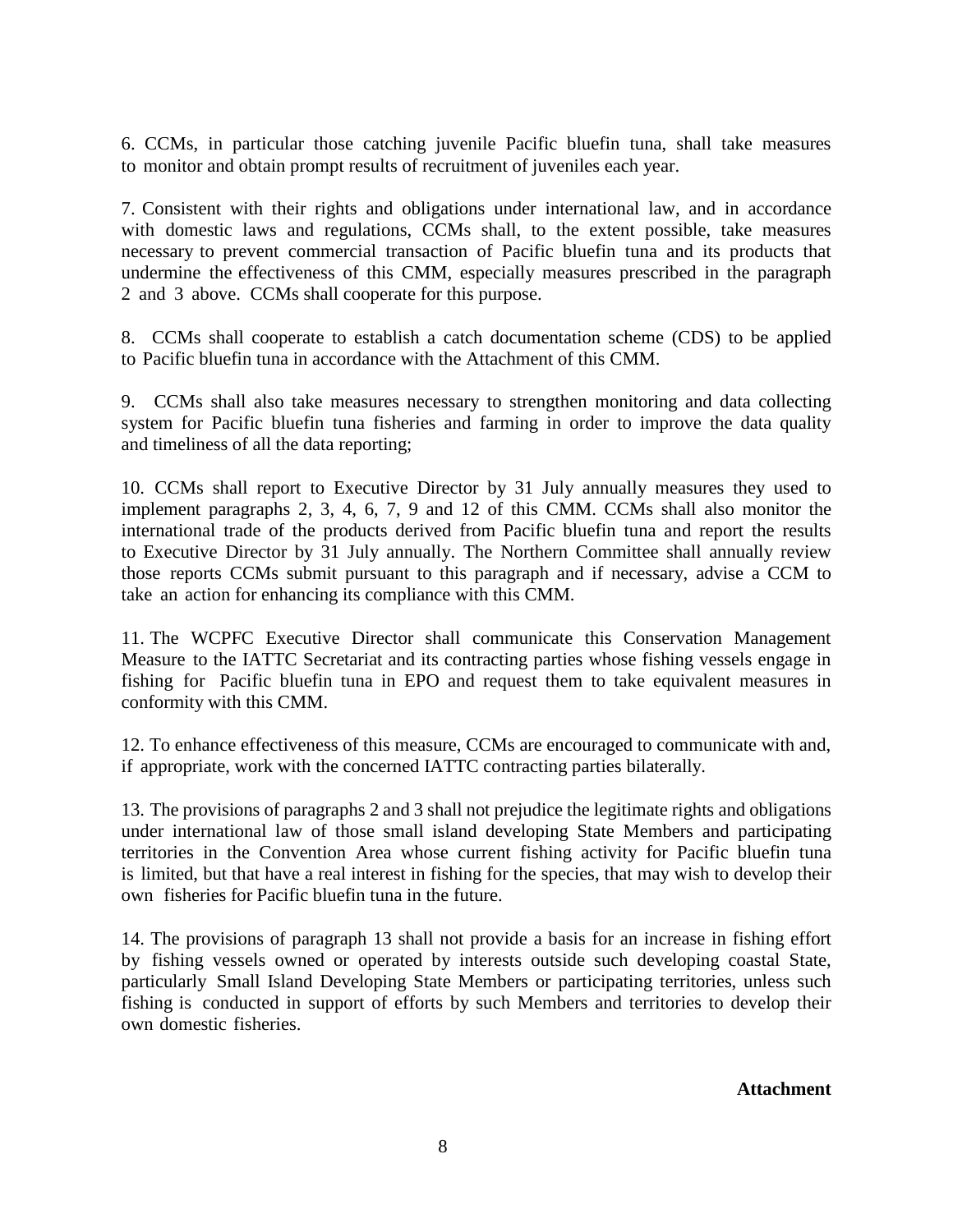6. CCMs, in particular those catching juvenile Pacific bluefin tuna, shall take measures to monitor and obtain prompt results of recruitment of juveniles each year.

7. Consistent with their rights and obligations under international law, and in accordance with domestic laws and regulations, CCMs shall, to the extent possible, take measures necessary to prevent commercial transaction of Pacific bluefin tuna and its products that undermine the effectiveness of this CMM, especially measures prescribed in the paragraph 2 and 3 above. CCMs shall cooperate for this purpose.

8. CCMs shall cooperate to establish a catch documentation scheme (CDS) to be applied to Pacific bluefin tuna in accordance with the Attachment of this CMM.

9. CCMs shall also take measures necessary to strengthen monitoring and data collecting system for Pacific bluefin tuna fisheries and farming in order to improve the data quality and timeliness of all the data reporting;

10. CCMs shall report to Executive Director by 31 July annually measures they used to implement paragraphs 2, 3, 4, 6, 7, 9 and 12 of this CMM. CCMs shall also monitor the international trade of the products derived from Pacific bluefin tuna and report the results to Executive Director by 31 July annually. The Northern Committee shall annually review those reports CCMs submit pursuant to this paragraph and if necessary, advise a CCM to take an action for enhancing its compliance with this CMM.

11. The WCPFC Executive Director shall communicate this Conservation Management Measure to the IATTC Secretariat and its contracting parties whose fishing vessels engage in fishing for Pacific bluefin tuna in EPO and request them to take equivalent measures in conformity with this CMM.

12. To enhance effectiveness of this measure, CCMs are encouraged to communicate with and, if appropriate, work with the concerned IATTC contracting parties bilaterally.

13. The provisions of paragraphs 2 and 3 shall not prejudice the legitimate rights and obligations under international law of those small island developing State Members and participating territories in the Convention Area whose current fishing activity for Pacific bluefin tuna is limited, but that have a real interest in fishing for the species, that may wish to develop their own fisheries for Pacific bluefin tuna in the future.

14. The provisions of paragraph 13 shall not provide a basis for an increase in fishing effort by fishing vessels owned or operated by interests outside such developing coastal State, particularly Small Island Developing State Members or participating territories, unless such fishing is conducted in support of efforts by such Members and territories to develop their own domestic fisheries.

**Attachment**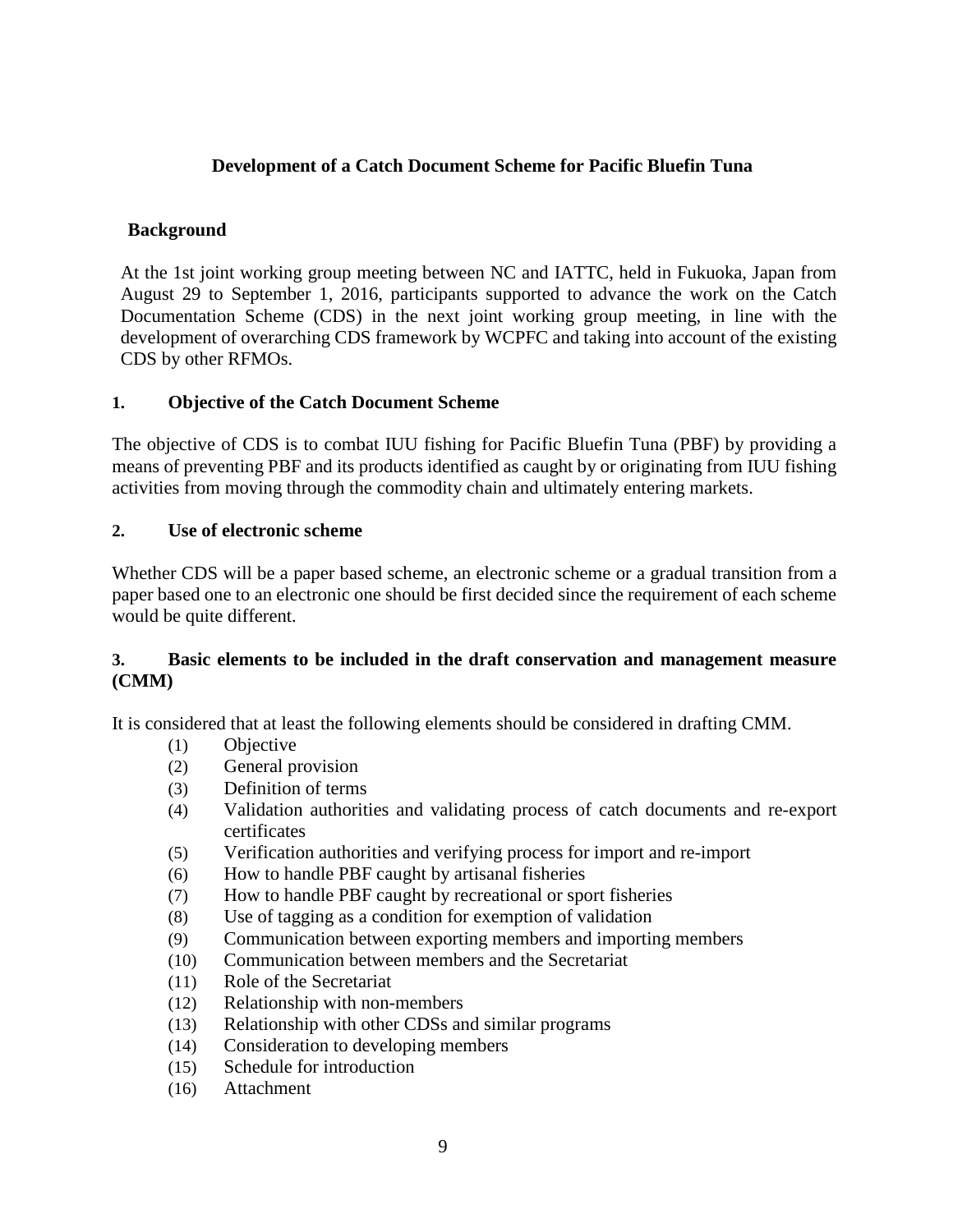## Development of a Catch Document Scheme for Pacific Bluefin Tuna

### Background

At the 1st joint working group meeting between NC and IATTC, held in Fukuoka, Japan from August 29 to September 1, 2016, participants supported to advance the work on the Catch Documentation Scheme (CDS) in the next joint working group meeting, in line with the development of overarching CDS framework by WCPFC and taking into account of the existing CDS by other RFMOs.

### 1. Objective of the Catch Document Scheme

The objective of CDS is to combat IUU fishing for Pacific Bluefin Tuna (PBF) by providing a means of preventing PBF and its products identified as caught by or originating from IUU fishing activities from moving through the commodity chain and ultimately entering markets.

### 2. Use of electronic scheme

Whether CDS will be a paper based scheme, an electronic scheme or a gradual transition from a paper based one to an electronic one should be first decided since the requirement of each scheme would be quite different.

### 3. Basic elements to be included in the draft conservation and management measure (CMM)

It is considered that at least the following elements should be considered in drafting CMM.

(1) Objective
(2) General provision
(3) Definition of terms
(4) Validation authorities and validating process of catch documents and re-export certificates
(5) Verification authorities and verifying process for import and re-import
(6) How to handle PBF caught by artisanal fisheries
(7) How to handle PBF caught by recreational or sport fisheries
(8) Use of tagging as a condition for exemption of validation
(9) Communication between exporting members and importing members
(10) Communication between members and the Secretariat
(11) Role of the Secretariat
(12) Relationship with non-members
(13) Relationship with other CDSs and similar programs
(14) Consideration to developing members
(15) Schedule for introduction
(16) Attachment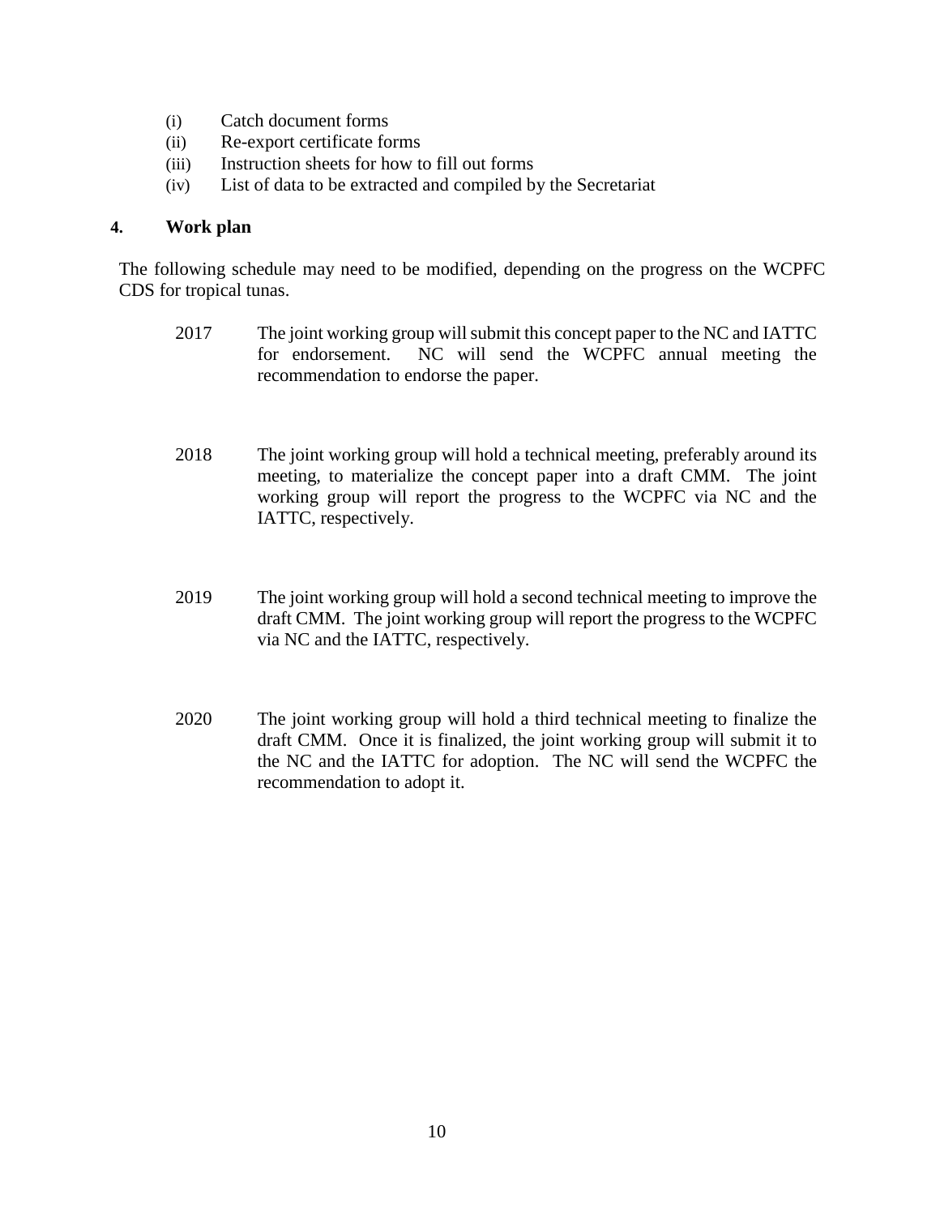(i) Catch document forms
(ii) Re-export certificate forms
(iii) Instruction sheets for how to fill out forms
(iv) List of data to be extracted and compiled by the Secretariat

## 4. Work plan

The following schedule may need to be modified, depending on the progress on the WCPFC CDS for tropical tunas.

2017 The joint working group will submit this concept paper to the NC and IATTC for endorsement. NC will send the WCPFC annual meeting the recommendation to endorse the paper.

2018 The joint working group will hold a technical meeting, preferably around its meeting, to materialize the concept paper into a draft CMM. The joint working group will report the progress to the WCPFC via NC and the IATTC, respectively.

2019 The joint working group will hold a second technical meeting to improve the draft CMM. The joint working group will report the progress to the WCPFC via NC and the IATTC, respectively.

2020 The joint working group will hold a third technical meeting to finalize the draft CMM. Once it is finalized, the joint working group will submit it to the NC and the IATTC for adoption. The NC will send the WCPFC the recommendation to adopt it.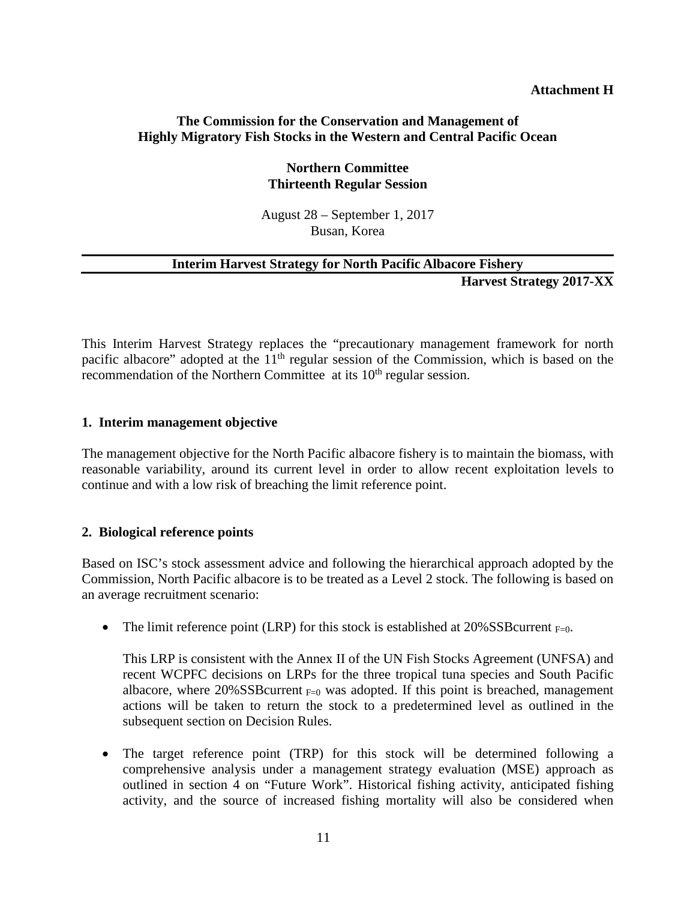**Attachment H**

**The Commission for the Conservation and Management of Highly Migratory Fish Stocks in the Western and Central Pacific Ocean**

**Northern Committee**
**Thirteenth Regular Session**

August 28 – September 1, 2017
Busan, Korea

---

**Interim Harvest Strategy for North Pacific Albacore Fishery**

---

**Harvest Strategy 2017-XX**

This Interim Harvest Strategy replaces the "precautionary management framework for north pacific albacore" adopted at the 11th regular session of the Commission, which is based on the recommendation of the Northern Committee at its 10th regular session.

## 1. Interim management objective

The management objective for the North Pacific albacore fishery is to maintain the biomass, with reasonable variability, around its current level in order to allow recent exploitation levels to continue and with a low risk of breaching the limit reference point.

## 2. Biological reference points

Based on ISC's stock assessment advice and following the hierarchical approach adopted by the Commission, North Pacific albacore is to be treated as a Level 2 stock. The following is based on an average recruitment scenario:

- The limit reference point (LRP) for this stock is established at 20%$SSBcurrent_{F=0}$.

  This LRP is consistent with the Annex II of the UN Fish Stocks Agreement (UNFSA) and recent WCPFC decisions on LRPs for the three tropical tuna species and South Pacific albacore, where 20%$SSBcurrent_{F=0}$ was adopted. If this point is breached, management actions will be taken to return the stock to a predetermined level as outlined in the subsequent section on Decision Rules.

- The target reference point (TRP) for this stock will be determined following a comprehensive analysis under a management strategy evaluation (MSE) approach as outlined in section 4 on "Future Work". Historical fishing activity, anticipated fishing activity, and the source of increased fishing mortality will also be considered when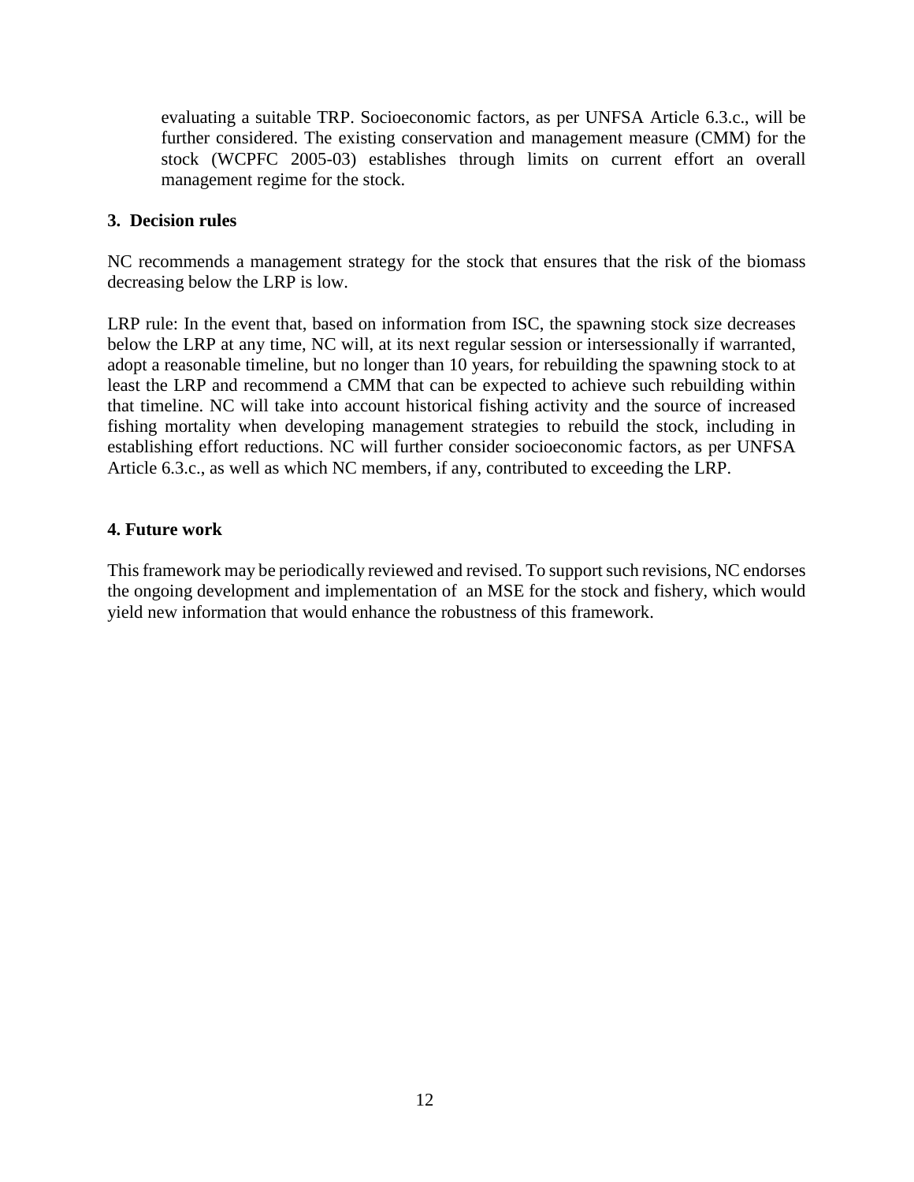evaluating a suitable TRP. Socioeconomic factors, as per UNFSA Article 6.3.c., will be further considered. The existing conservation and management measure (CMM) for the stock (WCPFC 2005-03) establishes through limits on current effort an overall management regime for the stock.

### 3. Decision rules

NC recommends a management strategy for the stock that ensures that the risk of the biomass decreasing below the LRP is low.

LRP rule: In the event that, based on information from ISC, the spawning stock size decreases below the LRP at any time, NC will, at its next regular session or intersessionally if warranted, adopt a reasonable timeline, but no longer than 10 years, for rebuilding the spawning stock to at least the LRP and recommend a CMM that can be expected to achieve such rebuilding within that timeline. NC will take into account historical fishing activity and the source of increased fishing mortality when developing management strategies to rebuild the stock, including in establishing effort reductions. NC will further consider socioeconomic factors, as per UNFSA Article 6.3.c., as well as which NC members, if any, contributed to exceeding the LRP.

### 4. Future work

This framework may be periodically reviewed and revised. To support such revisions, NC endorses the ongoing development and implementation of an MSE for the stock and fishery, which would yield new information that would enhance the robustness of this framework.